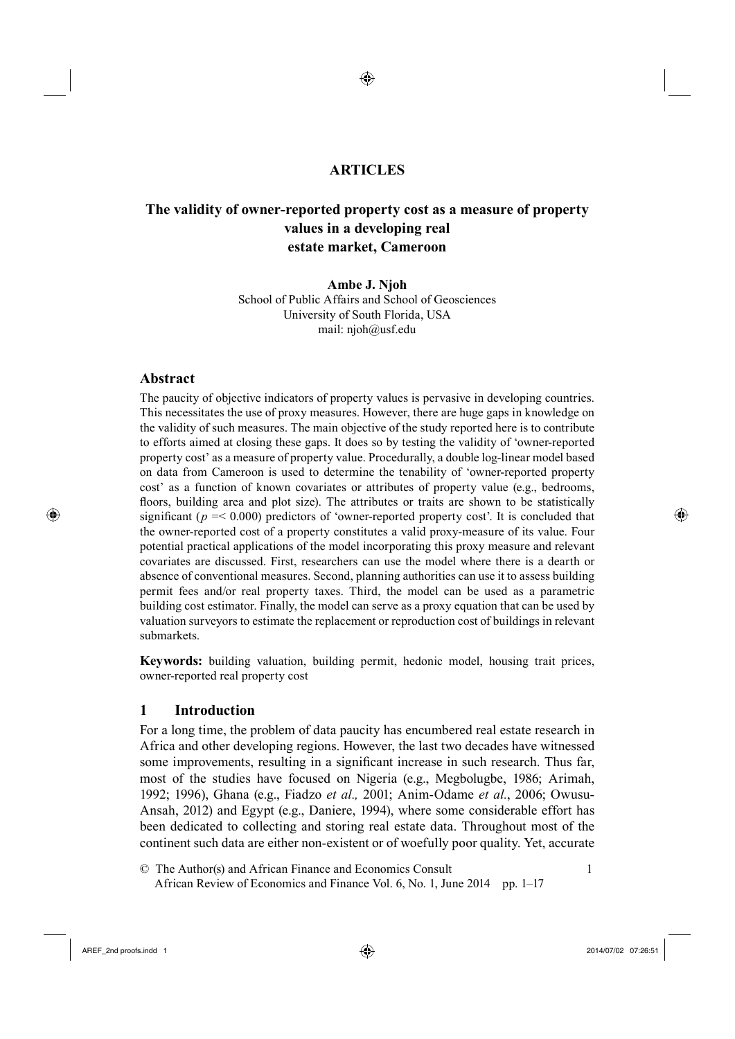ARTICLES

# The validity of owner-reported property cost as a measure of property values in a developing real estate market, Cameroon

**Ambe J. Njoh**
School of Public Affairs and School of Geosciences
University of South Florida, USA
mail: njoh@usf.edu

## Abstract

The paucity of objective indicators of property values is pervasive in developing countries. This necessitates the use of proxy measures. However, there are huge gaps in knowledge on the validity of such measures. The main objective of the study reported here is to contribute to efforts aimed at closing these gaps. It does so by testing the validity of 'owner-reported property cost' as a measure of property value. Procedurally, a double log-linear model based on data from Cameroon is used to determine the tenability of 'owner-reported property cost' as a function of known covariates or attributes of property value (e.g., bedrooms, floors, building area and plot size). The attributes or traits are shown to be statistically significant ($p =< 0.000$) predictors of 'owner-reported property cost'. It is concluded that the owner-reported cost of a property constitutes a valid proxy-measure of its value. Four potential practical applications of the model incorporating this proxy measure and relevant covariates are discussed. First, researchers can use the model where there is a dearth or absence of conventional measures. Second, planning authorities can use it to assess building permit fees and/or real property taxes. Third, the model can be used as a parametric building cost estimator. Finally, the model can serve as a proxy equation that can be used by valuation surveyors to estimate the replacement or reproduction cost of buildings in relevant submarkets.

**Keywords:** building valuation, building permit, hedonic model, housing trait prices, owner-reported real property cost

## 1 Introduction

For a long time, the problem of data paucity has encumbered real estate research in Africa and other developing regions. However, the last two decades have witnessed some improvements, resulting in a significant increase in such research. Thus far, most of the studies have focused on Nigeria (e.g., Megbolugbe, 1986; Arimah, 1992; 1996), Ghana (e.g., Fiadzo *et al.,* 2001; Anim-Odame *et al*., 2006; Owusu-Ansah, 2012) and Egypt (e.g., Daniere, 1994), where some considerable effort has been dedicated to collecting and storing real estate data. Throughout most of the continent such data are either non-existent or of woefully poor quality. Yet, accurate

© The Author(s) and African Finance and Economics Consult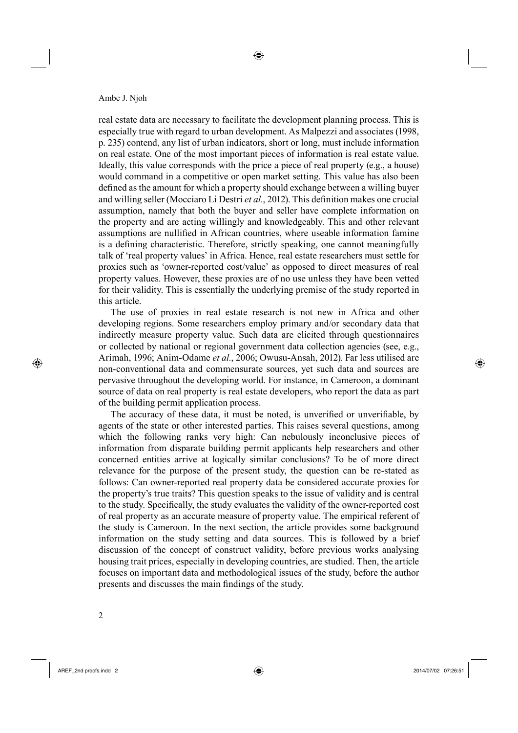real estate data are necessary to facilitate the development planning process. This is especially true with regard to urban development. As Malpezzi and associates (1998, p. 235) contend, any list of urban indicators, short or long, must include information on real estate. One of the most important pieces of information is real estate value. Ideally, this value corresponds with the price a piece of real property (e.g., a house) would command in a competitive or open market setting. This value has also been defined as the amount for which a property should exchange between a willing buyer and willing seller (Mocciaro Li Destri *et al.*, 2012). This definition makes one crucial assumption, namely that both the buyer and seller have complete information on the property and are acting willingly and knowledgeably. This and other relevant assumptions are nullified in African countries, where useable information famine is a defining characteristic. Therefore, strictly speaking, one cannot meaningfully talk of 'real property values' in Africa. Hence, real estate researchers must settle for proxies such as 'owner-reported cost/value' as opposed to direct measures of real property values. However, these proxies are of no use unless they have been vetted for their validity. This is essentially the underlying premise of the study reported in this article.

The use of proxies in real estate research is not new in Africa and other developing regions. Some researchers employ primary and/or secondary data that indirectly measure property value. Such data are elicited through questionnaires or collected by national or regional government data collection agencies (see, e.g., Arimah, 1996; Anim-Odame *et al.*, 2006; Owusu-Ansah, 2012). Far less utilised are non-conventional data and commensurate sources, yet such data and sources are pervasive throughout the developing world. For instance, in Cameroon, a dominant source of data on real property is real estate developers, who report the data as part of the building permit application process.

The accuracy of these data, it must be noted, is unverified or unverifiable, by agents of the state or other interested parties. This raises several questions, among which the following ranks very high: Can nebulously inconclusive pieces of information from disparate building permit applicants help researchers and other concerned entities arrive at logically similar conclusions? To be of more direct relevance for the purpose of the present study, the question can be re-stated as follows: Can owner-reported real property data be considered accurate proxies for the property's true traits? This question speaks to the issue of validity and is central to the study. Specifically, the study evaluates the validity of the owner-reported cost of real property as an accurate measure of property value. The empirical referent of the study is Cameroon. In the next section, the article provides some background information on the study setting and data sources. This is followed by a brief discussion of the concept of construct validity, before previous works analysing housing trait prices, especially in developing countries, are studied. Then, the article focuses on important data and methodological issues of the study, before the author presents and discusses the main findings of the study.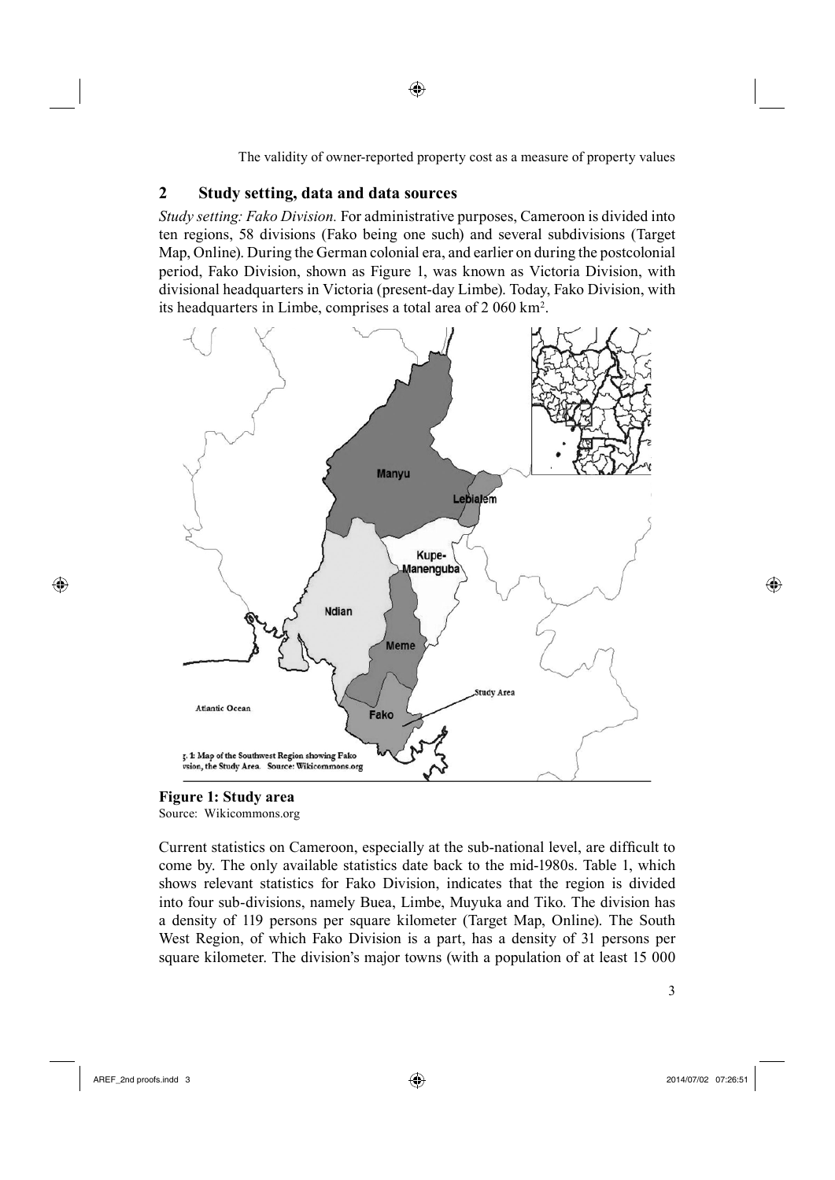## 2 Study setting, data and data sources

*Study setting: Fako Division.* For administrative purposes, Cameroon is divided into ten regions, 58 divisions (Fako being one such) and several subdivisions (Target Map, Online). During the German colonial era, and earlier on during the postcolonial period, Fako Division, shown as Figure 1, was known as Victoria Division, with divisional headquarters in Victoria (present-day Limbe). Today, Fako Division, with its headquarters in Limbe, comprises a total area of 2 060 km$^2$.

**Figure 1: Study area**
Source: Wikicommons.org

Current statistics on Cameroon, especially at the sub-national level, are difficult to come by. The only available statistics date back to the mid-1980s. Table 1, which shows relevant statistics for Fako Division, indicates that the region is divided into four sub-divisions, namely Buea, Limbe, Muyuka and Tiko. The division has a density of 119 persons per square kilometer (Target Map, Online). The South West Region, of which Fako Division is a part, has a density of 31 persons per square kilometer. The division's major towns (with a population of at least 15 000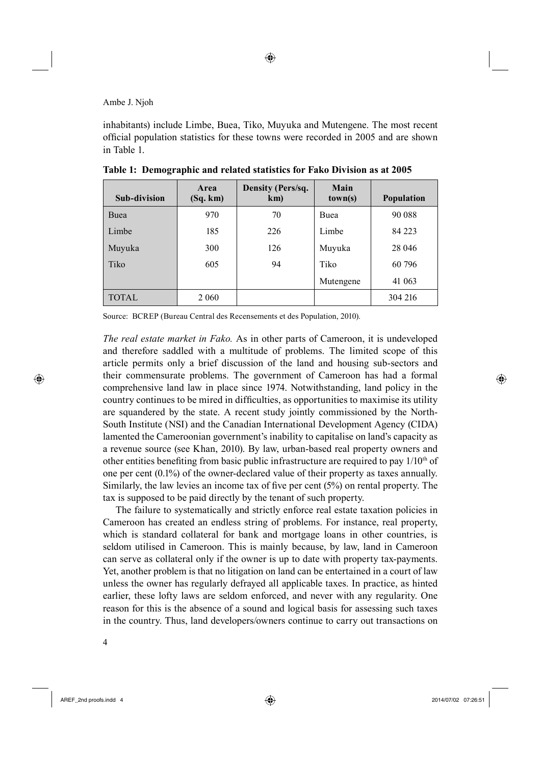inhabitants) include Limbe, Buea, Tiko, Muyuka and Mutengene. The most recent official population statistics for these towns were recorded in 2005 and are shown in Table 1.

**Table 1: Demographic and related statistics for Fako Division as at 2005**

| Sub-division | Area (Sq. km) | Density (Pers/sq. km) | Main town(s) | Population |
|---|---|---|---|---|
| Buea | 970 | 70 | Buea | 90 088 |
| Limbe | 185 | 226 | Limbe | 84 223 |
| Muyuka | 300 | 126 | Muyuka | 28 046 |
| Tiko | 605 | 94 | Tiko | 60 796 |
| | | | Mutengene | 41 063 |
| TOTAL | 2 060 | | | 304 216 |

Source: BCREP (Bureau Central des Recensements et des Population, 2010).

*The real estate market in Fako.* As in other parts of Cameroon, it is undeveloped and therefore saddled with a multitude of problems. The limited scope of this article permits only a brief discussion of the land and housing sub-sectors and their commensurate problems. The government of Cameroon has had a formal comprehensive land law in place since 1974. Notwithstanding, land policy in the country continues to be mired in difficulties, as opportunities to maximise its utility are squandered by the state. A recent study jointly commissioned by the North-South Institute (NSI) and the Canadian International Development Agency (CIDA) lamented the Cameroonian government's inability to capitalise on land's capacity as a revenue source (see Khan, 2010). By law, urban-based real property owners and other entities benefiting from basic public infrastructure are required to pay $1/10^{th}$ of one per cent (0.1%) of the owner-declared value of their property as taxes annually. Similarly, the law levies an income tax of five per cent (5%) on rental property. The tax is supposed to be paid directly by the tenant of such property.

The failure to systematically and strictly enforce real estate taxation policies in Cameroon has created an endless string of problems. For instance, real property, which is standard collateral for bank and mortgage loans in other countries, is seldom utilised in Cameroon. This is mainly because, by law, land in Cameroon can serve as collateral only if the owner is up to date with property tax-payments. Yet, another problem is that no litigation on land can be entertained in a court of law unless the owner has regularly defrayed all applicable taxes. In practice, as hinted earlier, these lofty laws are seldom enforced, and never with any regularity. One reason for this is the absence of a sound and logical basis for assessing such taxes in the country. Thus, land developers/owners continue to carry out transactions on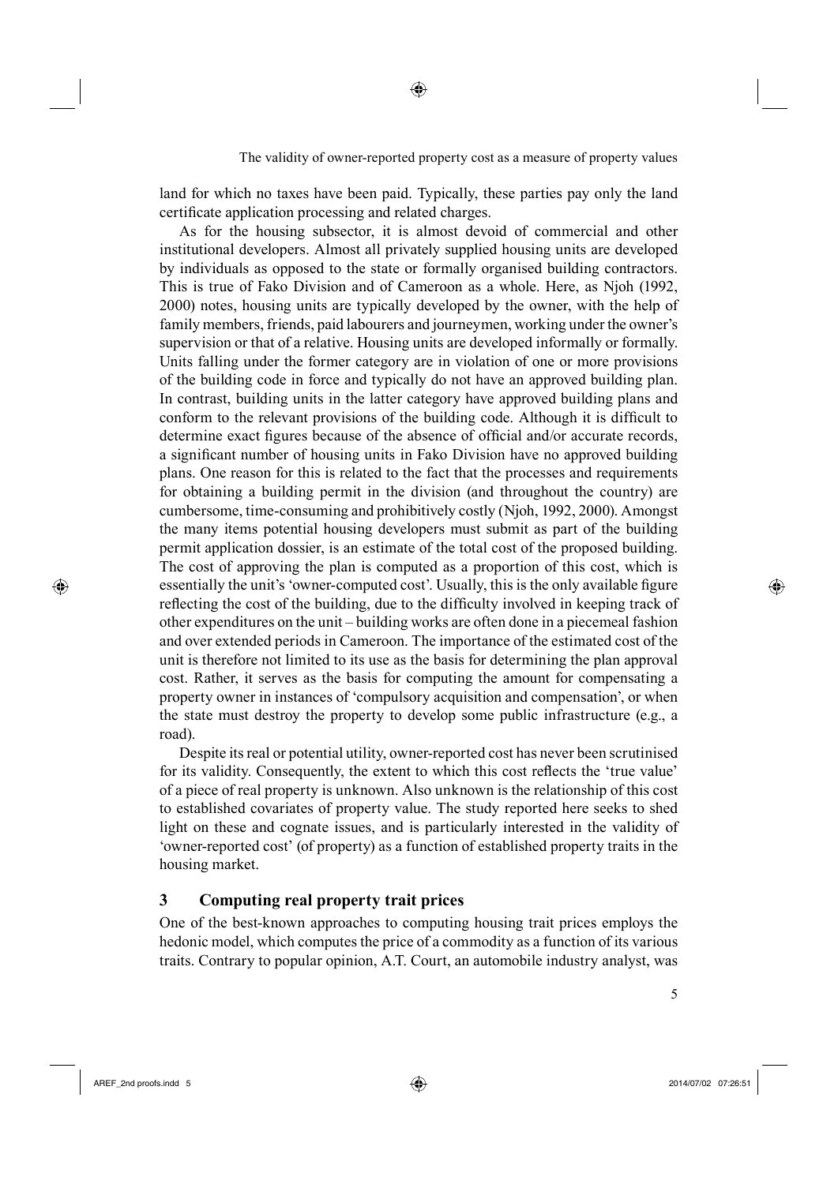land for which no taxes have been paid. Typically, these parties pay only the land certificate application processing and related charges.

As for the housing subsector, it is almost devoid of commercial and other institutional developers. Almost all privately supplied housing units are developed by individuals as opposed to the state or formally organised building contractors. This is true of Fako Division and of Cameroon as a whole. Here, as Njoh (1992, 2000) notes, housing units are typically developed by the owner, with the help of family members, friends, paid labourers and journeymen, working under the owner's supervision or that of a relative. Housing units are developed informally or formally. Units falling under the former category are in violation of one or more provisions of the building code in force and typically do not have an approved building plan. In contrast, building units in the latter category have approved building plans and conform to the relevant provisions of the building code. Although it is difficult to determine exact figures because of the absence of official and/or accurate records, a significant number of housing units in Fako Division have no approved building plans. One reason for this is related to the fact that the processes and requirements for obtaining a building permit in the division (and throughout the country) are cumbersome, time-consuming and prohibitively costly (Njoh, 1992, 2000). Amongst the many items potential housing developers must submit as part of the building permit application dossier, is an estimate of the total cost of the proposed building. The cost of approving the plan is computed as a proportion of this cost, which is essentially the unit's 'owner-computed cost'. Usually, this is the only available figure reflecting the cost of the building, due to the difficulty involved in keeping track of other expenditures on the unit – building works are often done in a piecemeal fashion and over extended periods in Cameroon. The importance of the estimated cost of the unit is therefore not limited to its use as the basis for determining the plan approval cost. Rather, it serves as the basis for computing the amount for compensating a property owner in instances of 'compulsory acquisition and compensation', or when the state must destroy the property to develop some public infrastructure (e.g., a road).

Despite its real or potential utility, owner-reported cost has never been scrutinised for its validity. Consequently, the extent to which this cost reflects the 'true value' of a piece of real property is unknown. Also unknown is the relationship of this cost to established covariates of property value. The study reported here seeks to shed light on these and cognate issues, and is particularly interested in the validity of 'owner-reported cost' (of property) as a function of established property traits in the housing market.

## 3 Computing real property trait prices

One of the best-known approaches to computing housing trait prices employs the hedonic model, which computes the price of a commodity as a function of its various traits. Contrary to popular opinion, A.T. Court, an automobile industry analyst, was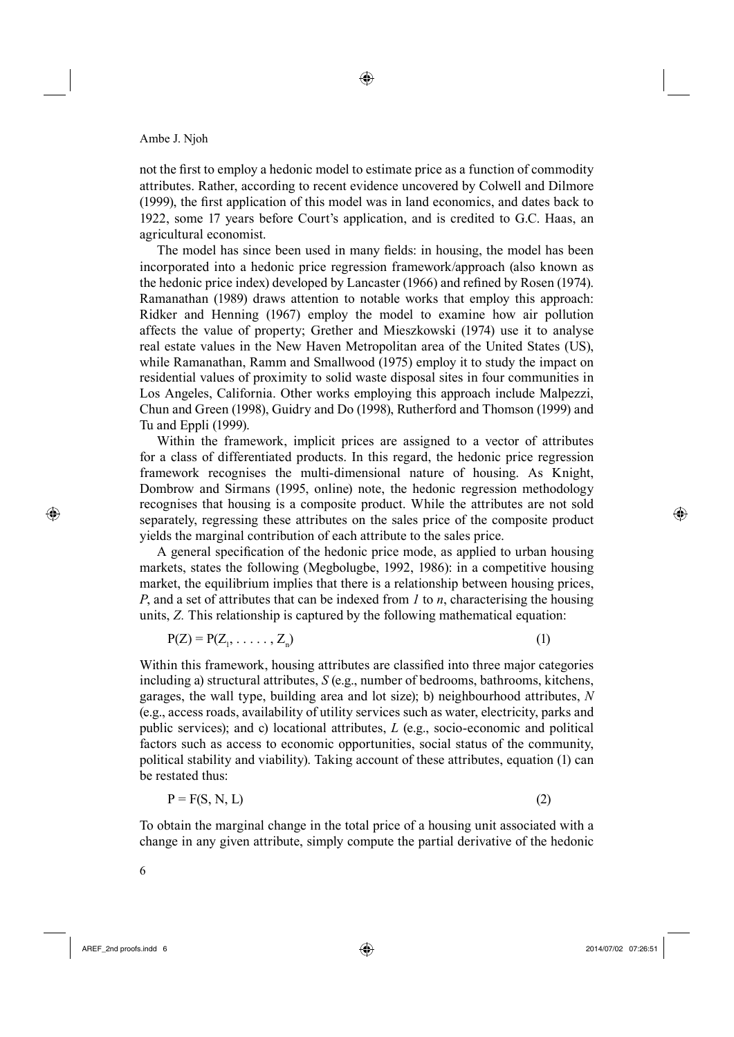not the first to employ a hedonic model to estimate price as a function of commodity attributes. Rather, according to recent evidence uncovered by Colwell and Dilmore (1999), the first application of this model was in land economics, and dates back to 1922, some 17 years before Court's application, and is credited to G.C. Haas, an agricultural economist.

The model has since been used in many fields: in housing, the model has been incorporated into a hedonic price regression framework/approach (also known as the hedonic price index) developed by Lancaster (1966) and refined by Rosen (1974). Ramanathan (1989) draws attention to notable works that employ this approach: Ridker and Henning (1967) employ the model to examine how air pollution affects the value of property; Grether and Mieszkowski (1974) use it to analyse real estate values in the New Haven Metropolitan area of the United States (US), while Ramanathan, Ramm and Smallwood (1975) employ it to study the impact on residential values of proximity to solid waste disposal sites in four communities in Los Angeles, California. Other works employing this approach include Malpezzi, Chun and Green (1998), Guidry and Do (1998), Rutherford and Thomson (1999) and Tu and Eppli (1999).

Within the framework, implicit prices are assigned to a vector of attributes for a class of differentiated products. In this regard, the hedonic price regression framework recognises the multi-dimensional nature of housing. As Knight, Dombrow and Sirmans (1995, online) note, the hedonic regression methodology recognises that housing is a composite product. While the attributes are not sold separately, regressing these attributes on the sales price of the composite product yields the marginal contribution of each attribute to the sales price.

A general specification of the hedonic price mode, as applied to urban housing markets, states the following (Megbolugbe, 1992, 1986): in a competitive housing market, the equilibrium implies that there is a relationship between housing prices, *P*, and a set of attributes that can be indexed from *1* to *n*, characterising the housing units, *Z.* This relationship is captured by the following mathematical equation:

$$P(Z) = P(Z_1, \ldots\ldots, Z_n) \tag{1}$$

Within this framework, housing attributes are classified into three major categories including a) structural attributes, *S* (e.g., number of bedrooms, bathrooms, kitchens, garages, the wall type, building area and lot size); b) neighbourhood attributes, *N* (e.g., access roads, availability of utility services such as water, electricity, parks and public services); and c) locational attributes, *L* (e.g., socio-economic and political factors such as access to economic opportunities, social status of the community, political stability and viability). Taking account of these attributes, equation (1) can be restated thus:

$$P = F(S, N, L) \tag{2}$$

To obtain the marginal change in the total price of a housing unit associated with a change in any given attribute, simply compute the partial derivative of the hedonic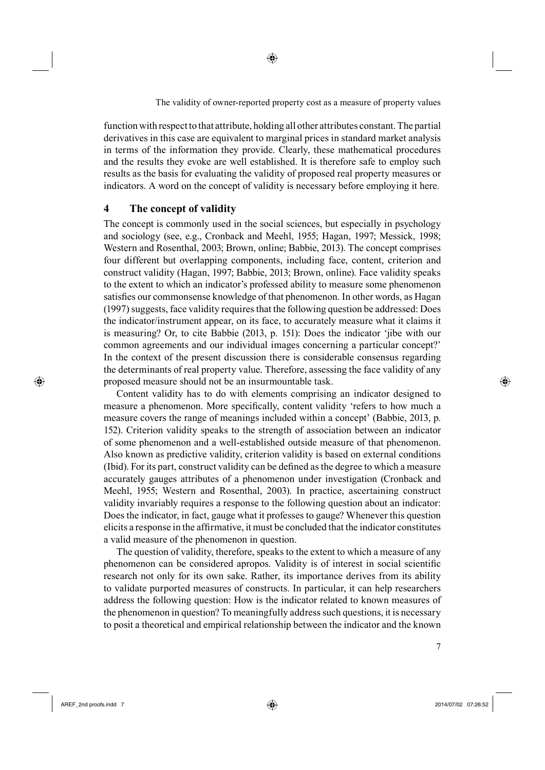function with respect to that attribute, holding all other attributes constant. The partial derivatives in this case are equivalent to marginal prices in standard market analysis in terms of the information they provide. Clearly, these mathematical procedures and the results they evoke are well established. It is therefore safe to employ such results as the basis for evaluating the validity of proposed real property measures or indicators. A word on the concept of validity is necessary before employing it here.

## 4 The concept of validity

The concept is commonly used in the social sciences, but especially in psychology and sociology (see, e.g., Cronback and Meehl, 1955; Hagan, 1997; Messick, 1998; Western and Rosenthal, 2003; Brown, online; Babbie, 2013). The concept comprises four different but overlapping components, including face, content, criterion and construct validity (Hagan, 1997; Babbie, 2013; Brown, online). Face validity speaks to the extent to which an indicator's professed ability to measure some phenomenon satisfies our commonsense knowledge of that phenomenon. In other words, as Hagan (1997) suggests, face validity requires that the following question be addressed: Does the indicator/instrument appear, on its face, to accurately measure what it claims it is measuring? Or, to cite Babbie (2013, p. 151): Does the indicator 'jibe with our common agreements and our individual images concerning a particular concept?' In the context of the present discussion there is considerable consensus regarding the determinants of real property value. Therefore, assessing the face validity of any proposed measure should not be an insurmountable task.

Content validity has to do with elements comprising an indicator designed to measure a phenomenon. More specifically, content validity 'refers to how much a measure covers the range of meanings included within a concept' (Babbie, 2013, p. 152). Criterion validity speaks to the strength of association between an indicator of some phenomenon and a well-established outside measure of that phenomenon. Also known as predictive validity, criterion validity is based on external conditions (Ibid). For its part, construct validity can be defined as the degree to which a measure accurately gauges attributes of a phenomenon under investigation (Cronback and Meehl, 1955; Western and Rosenthal, 2003). In practice, ascertaining construct validity invariably requires a response to the following question about an indicator: Does the indicator, in fact, gauge what it professes to gauge? Whenever this question elicits a response in the affirmative, it must be concluded that the indicator constitutes a valid measure of the phenomenon in question.

The question of validity, therefore, speaks to the extent to which a measure of any phenomenon can be considered apropos. Validity is of interest in social scientific research not only for its own sake. Rather, its importance derives from its ability to validate purported measures of constructs. In particular, it can help researchers address the following question: How is the indicator related to known measures of the phenomenon in question? To meaningfully address such questions, it is necessary to posit a theoretical and empirical relationship between the indicator and the known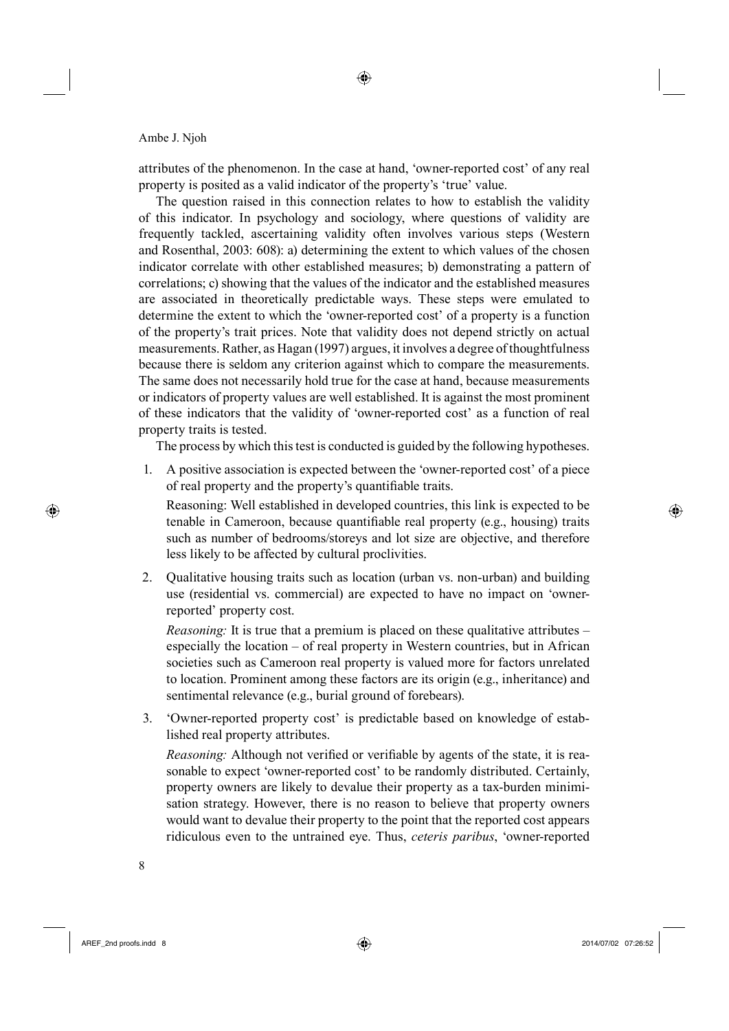attributes of the phenomenon. In the case at hand, 'owner-reported cost' of any real property is posited as a valid indicator of the property's 'true' value.

The question raised in this connection relates to how to establish the validity of this indicator. In psychology and sociology, where questions of validity are frequently tackled, ascertaining validity often involves various steps (Western and Rosenthal, 2003: 608): a) determining the extent to which values of the chosen indicator correlate with other established measures; b) demonstrating a pattern of correlations; c) showing that the values of the indicator and the established measures are associated in theoretically predictable ways. These steps were emulated to determine the extent to which the 'owner-reported cost' of a property is a function of the property's trait prices. Note that validity does not depend strictly on actual measurements. Rather, as Hagan (1997) argues, it involves a degree of thoughtfulness because there is seldom any criterion against which to compare the measurements. The same does not necessarily hold true for the case at hand, because measurements or indicators of property values are well established. It is against the most prominent of these indicators that the validity of 'owner-reported cost' as a function of real property traits is tested.

The process by which this test is conducted is guided by the following hypotheses.

1. A positive association is expected between the 'owner-reported cost' of a piece of real property and the property's quantifiable traits.

   Reasoning: Well established in developed countries, this link is expected to be tenable in Cameroon, because quantifiable real property (e.g., housing) traits such as number of bedrooms/storeys and lot size are objective, and therefore less likely to be affected by cultural proclivities.

2. Qualitative housing traits such as location (urban vs. non-urban) and building use (residential vs. commercial) are expected to have no impact on 'owner-reported' property cost.

   *Reasoning:* It is true that a premium is placed on these qualitative attributes – especially the location – of real property in Western countries, but in African societies such as Cameroon real property is valued more for factors unrelated to location. Prominent among these factors are its origin (e.g., inheritance) and sentimental relevance (e.g., burial ground of forebears).

3. 'Owner-reported property cost' is predictable based on knowledge of established real property attributes.

   *Reasoning:* Although not verified or verifiable by agents of the state, it is reasonable to expect 'owner-reported cost' to be randomly distributed. Certainly, property owners are likely to devalue their property as a tax-burden minimisation strategy. However, there is no reason to believe that property owners would want to devalue their property to the point that the reported cost appears ridiculous even to the untrained eye. Thus, *ceteris paribus*, 'owner-reported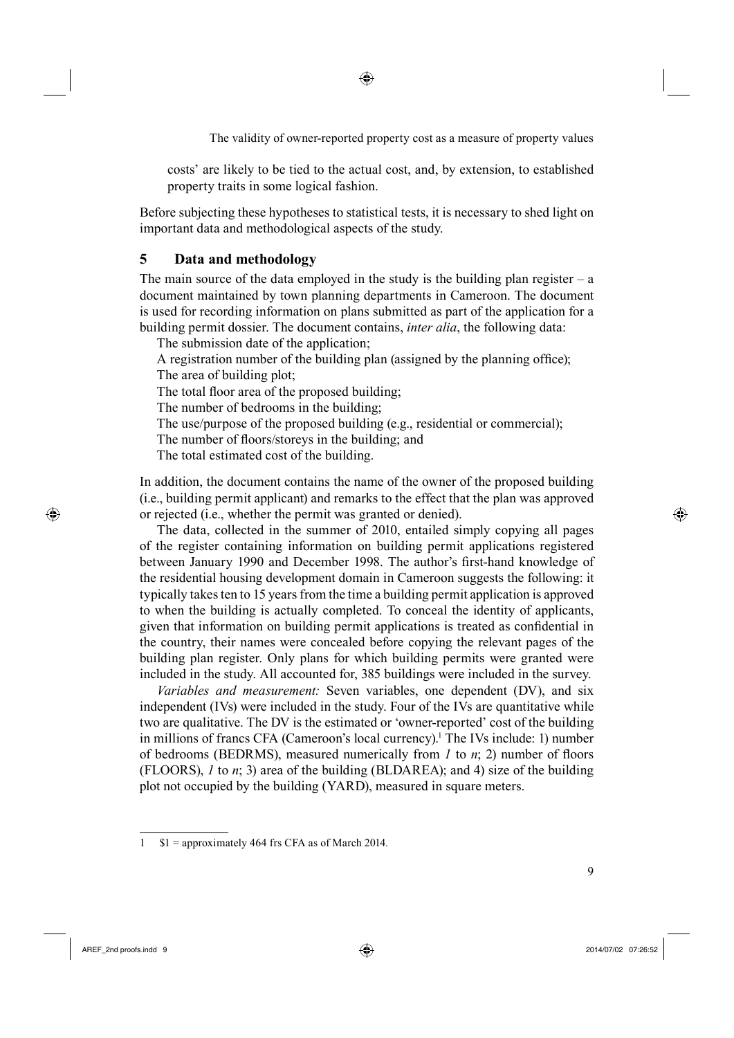costs' are likely to be tied to the actual cost, and, by extension, to established property traits in some logical fashion.

Before subjecting these hypotheses to statistical tests, it is necessary to shed light on important data and methodological aspects of the study.

## 5 Data and methodology

The main source of the data employed in the study is the building plan register – a document maintained by town planning departments in Cameroon. The document is used for recording information on plans submitted as part of the application for a building permit dossier. The document contains, *inter alia*, the following data:

The submission date of the application;
A registration number of the building plan (assigned by the planning office);
The area of building plot;
The total floor area of the proposed building;
The number of bedrooms in the building;
The use/purpose of the proposed building (e.g., residential or commercial);
The number of floors/storeys in the building; and
The total estimated cost of the building.

In addition, the document contains the name of the owner of the proposed building (i.e., building permit applicant) and remarks to the effect that the plan was approved or rejected (i.e., whether the permit was granted or denied).

The data, collected in the summer of 2010, entailed simply copying all pages of the register containing information on building permit applications registered between January 1990 and December 1998. The author's first-hand knowledge of the residential housing development domain in Cameroon suggests the following: it typically takes ten to 15 years from the time a building permit application is approved to when the building is actually completed. To conceal the identity of applicants, given that information on building permit applications is treated as confidential in the country, their names were concealed before copying the relevant pages of the building plan register. Only plans for which building permits were granted were included in the study. All accounted for, 385 buildings were included in the survey.

*Variables and measurement:* Seven variables, one dependent (DV), and six independent (IVs) were included in the study. Four of the IVs are quantitative while two are qualitative. The DV is the estimated or 'owner-reported' cost of the building in millions of francs CFA (Cameroon's local currency).[1] The IVs include: 1) number of bedrooms (BEDRMS), measured numerically from *1* to *n*; 2) number of floors (FLOORS), *1* to *n*; 3) area of the building (BLDAREA); and 4) size of the building plot not occupied by the building (YARD), measured in square meters.

---

1 $1 = approximately 464 frs CFA as of March 2014.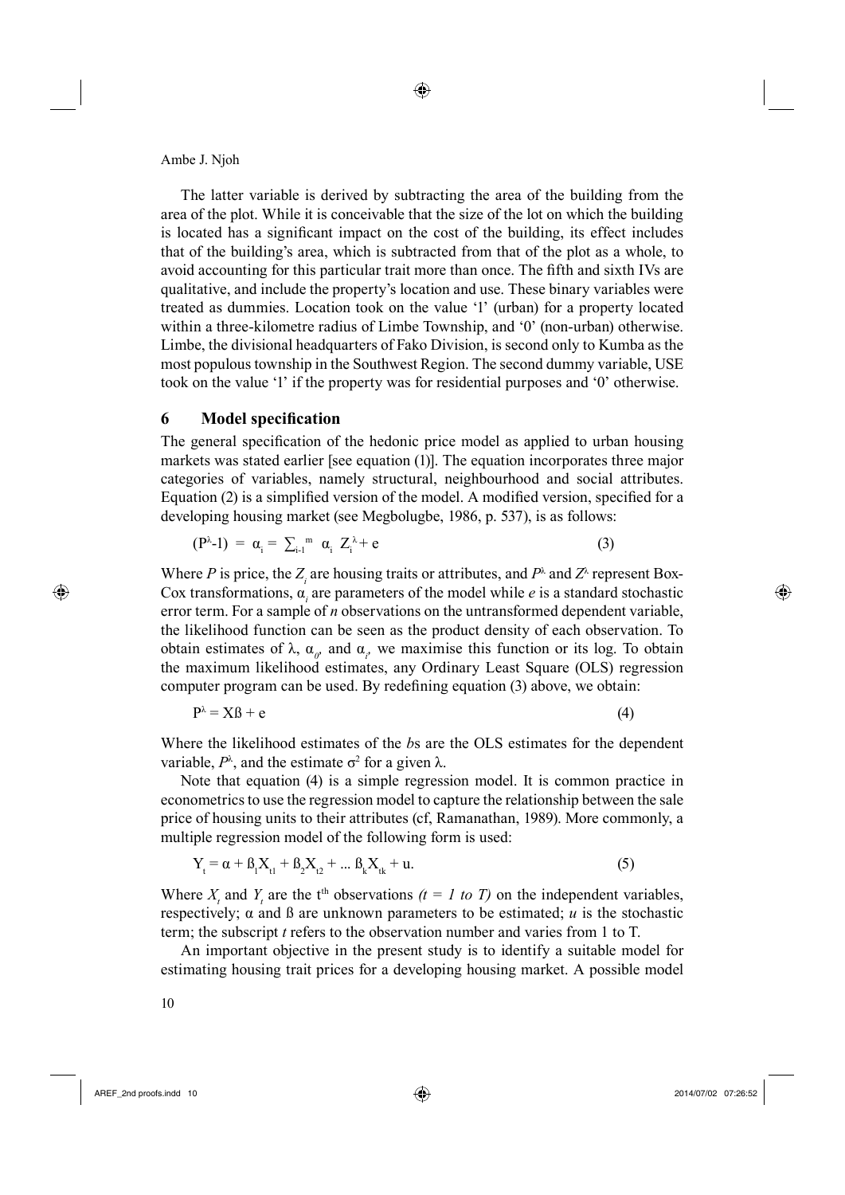The latter variable is derived by subtracting the area of the building from the area of the plot. While it is conceivable that the size of the lot on which the building is located has a significant impact on the cost of the building, its effect includes that of the building's area, which is subtracted from that of the plot as a whole, to avoid accounting for this particular trait more than once. The fifth and sixth IVs are qualitative, and include the property's location and use. These binary variables were treated as dummies. Location took on the value '1' (urban) for a property located within a three-kilometre radius of Limbe Township, and '0' (non-urban) otherwise. Limbe, the divisional headquarters of Fako Division, is second only to Kumba as the most populous township in the Southwest Region. The second dummy variable, USE took on the value '1' if the property was for residential purposes and '0' otherwise.

## 6 Model specification

The general specification of the hedonic price model as applied to urban housing markets was stated earlier [see equation (1)]. The equation incorporates three major categories of variables, namely structural, neighbourhood and social attributes. Equation (2) is a simplified version of the model. A modified version, specified for a developing housing market (see Megbolugbe, 1986, p. 537), is as follows:

$$(P^{\lambda}\text{-}1) = \alpha_i = \sum_{i\text{-}1}^{m} \alpha_i Z_i^{\lambda} + e \tag{3}$$

Where $P$ is price, the $Z_i$ are housing traits or attributes, and $P^{\lambda}$ and $Z^{\lambda}$ represent Box-Cox transformations, $\alpha_i$ are parameters of the model while $e$ is a standard stochastic error term. For a sample of $n$ observations on the untransformed dependent variable, the likelihood function can be seen as the product density of each observation. To obtain estimates of $\lambda$, $\alpha_0$, and $\alpha_i$, we maximise this function or its log. To obtain the maximum likelihood estimates, any Ordinary Least Square (OLS) regression computer program can be used. By redefining equation (3) above, we obtain:

$$P^{\lambda} = X\beta + e \tag{4}$$

Where the likelihood estimates of the $b$s are the OLS estimates for the dependent variable, $P^{\lambda}$, and the estimate $\sigma^2$ for a given $\lambda$.

Note that equation (4) is a simple regression model. It is common practice in econometrics to use the regression model to capture the relationship between the sale price of housing units to their attributes (cf, Ramanathan, 1989). More commonly, a multiple regression model of the following form is used:

$$Y_t = \alpha + \beta_1 X_{t1} + \beta_2 X_{t2} + \ldots \beta_k X_{tk} + u. \tag{5}$$

Where $X_t$ and $Y_t$ are the $t^{th}$ observations *($t = 1$ to $T$)* on the independent variables, respectively; $\alpha$ and $\beta$ are unknown parameters to be estimated; $u$ is the stochastic term; the subscript $t$ refers to the observation number and varies from 1 to T.

An important objective in the present study is to identify a suitable model for estimating housing trait prices for a developing housing market. A possible model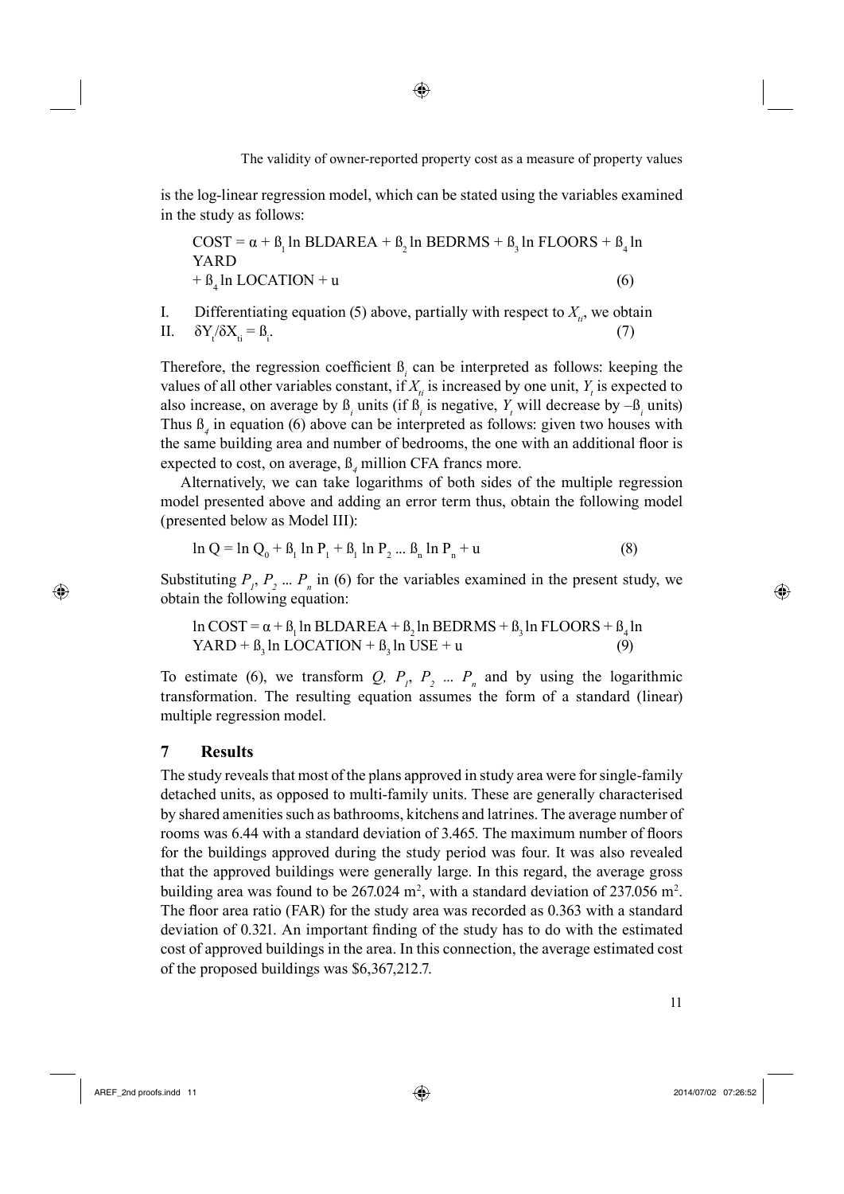is the log-linear regression model, which can be stated using the variables examined in the study as follows:

$$COST = \alpha + \beta_1 \ln BLDAREA + \beta_2 \ln BEDRMS + \beta_3 \ln FLOORS + \beta_4 \ln YARD + \beta_4 \ln LOCATION + u \quad (6)$$

I. Differentiating equation (5) above, partially with respect to $X_{ti}$, we obtain

II. $\delta Y_t / \delta X_{ti} = \beta_i$. (7)

Therefore, the regression coefficient $\beta_i$ can be interpreted as follows: keeping the values of all other variables constant, if $X_{ti}$ is increased by one unit, $Y_t$ is expected to also increase, on average by $\beta_i$ units (if $\beta_i$ is negative, $Y_t$ will decrease by $-\beta_i$ units) Thus $\beta_4$ in equation (6) above can be interpreted as follows: given two houses with the same building area and number of bedrooms, the one with an additional floor is expected to cost, on average, $\beta_4$ million CFA francs more.

Alternatively, we can take logarithms of both sides of the multiple regression model presented above and adding an error term thus, obtain the following model (presented below as Model III):

$$\ln Q = \ln Q_0 + \beta_1 \ln P_1 + \beta_1 \ln P_2 \ldots \beta_n \ln P_n + u \quad (8)$$

Substituting $P_1$, $P_2$ ... $P_n$ in (6) for the variables examined in the present study, we obtain the following equation:

$$\ln COST = \alpha + \beta_1 \ln BLDAREA + \beta_2 \ln BEDRMS + \beta_3 \ln FLOORS + \beta_4 \ln YARD + \beta_3 \ln LOCATION + \beta_3 \ln USE + u \quad (9)$$

To estimate (6), we transform $Q$, $P_1$, $P_2$ ... $P_n$ and by using the logarithmic transformation. The resulting equation assumes the form of a standard (linear) multiple regression model.

## 7 Results

The study reveals that most of the plans approved in study area were for single-family detached units, as opposed to multi-family units. These are generally characterised by shared amenities such as bathrooms, kitchens and latrines. The average number of rooms was 6.44 with a standard deviation of 3.465. The maximum number of floors for the buildings approved during the study period was four. It was also revealed that the approved buildings were generally large. In this regard, the average gross building area was found to be 267.024 m$^2$, with a standard deviation of 237.056 m$^2$. The floor area ratio (FAR) for the study area was recorded as 0.363 with a standard deviation of 0.321. An important finding of the study has to do with the estimated cost of approved buildings in the area. In this connection, the average estimated cost of the proposed buildings was \$6,367,212.7.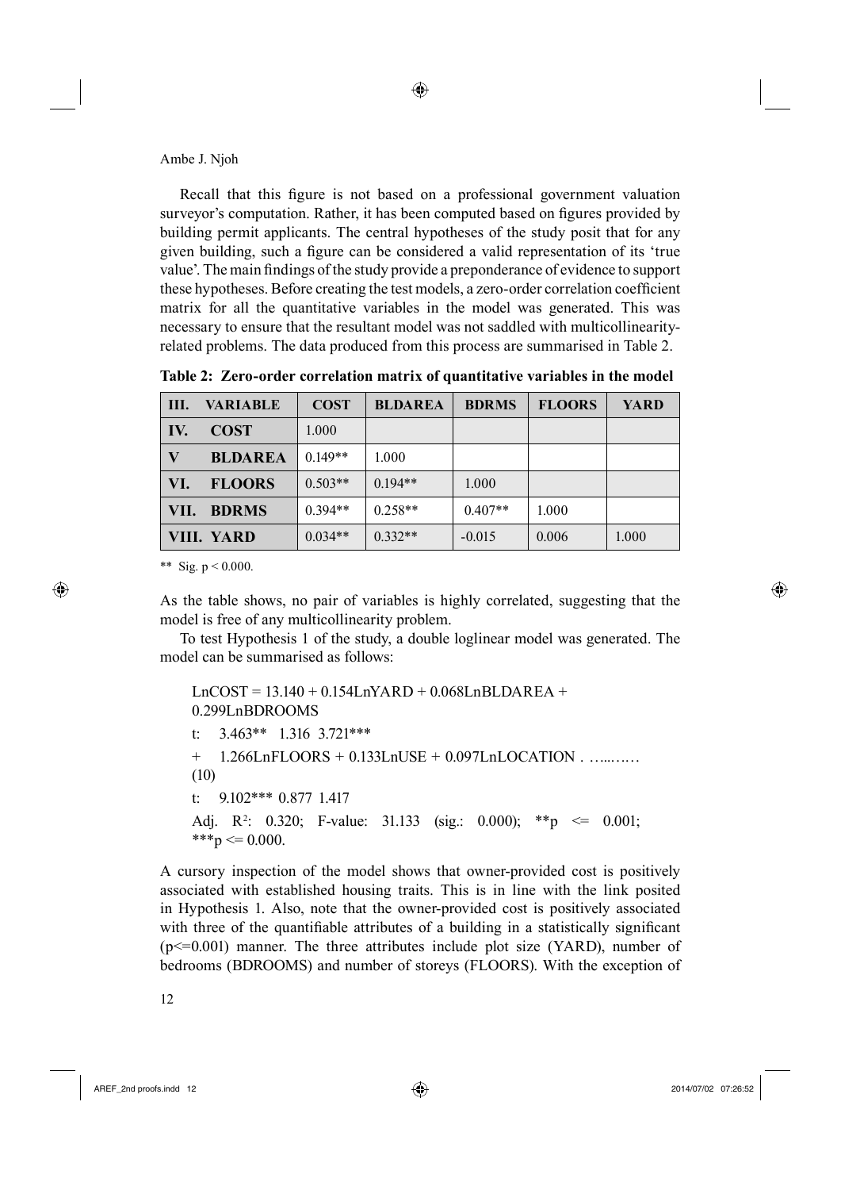Recall that this figure is not based on a professional government valuation surveyor's computation. Rather, it has been computed based on figures provided by building permit applicants. The central hypotheses of the study posit that for any given building, such a figure can be considered a valid representation of its 'true value'. The main findings of the study provide a preponderance of evidence to support these hypotheses. Before creating the test models, a zero-order correlation coefficient matrix for all the quantitative variables in the model was generated. This was necessary to ensure that the resultant model was not saddled with multicollinearity-related problems. The data produced from this process are summarised in Table 2.

**Table 2: Zero-order correlation matrix of quantitative variables in the model**

| III. VARIABLE | COST | BLDAREA | BDRMS | FLOORS | YARD |
|---|---|---|---|---|---|
| IV. COST | 1.000 | | | | |
| V BLDAREA | 0.149** | 1.000 | | | |
| VI. FLOORS | 0.503** | 0.194** | 1.000 | | |
| VII. BDRMS | 0.394** | 0.258** | 0.407** | 1.000 | |
| VIII. YARD | 0.034** | 0.332** | -0.015 | 0.006 | 1.000 |

** Sig. $p < 0.000$.

As the table shows, no pair of variables is highly correlated, suggesting that the model is free of any multicollinearity problem.

To test Hypothesis 1 of the study, a double loglinear model was generated. The model can be summarised as follows:

LnCOST = 13.140 + 0.154LnYARD + 0.068LnBLDAREA + 0.299LnBDROOMS

t: 3.463** 1.316 3.721***

\+ 1.266LnFLOORS + 0.133LnUSE + 0.097LnLOCATION . …..…… (10)

t: 9.102*** 0.877 1.417

Adj. $R^2$: 0.320; F-value: 31.133 (sig.: 0.000); **$p <= 0.001$; ***$p <= 0.000$.

A cursory inspection of the model shows that owner-provided cost is positively associated with established housing traits. This is in line with the link posited in Hypothesis 1. Also, note that the owner-provided cost is positively associated with three of the quantifiable attributes of a building in a statistically significant ($p<=0.001$) manner. The three attributes include plot size (YARD), number of bedrooms (BDROOMS) and number of storeys (FLOORS). With the exception of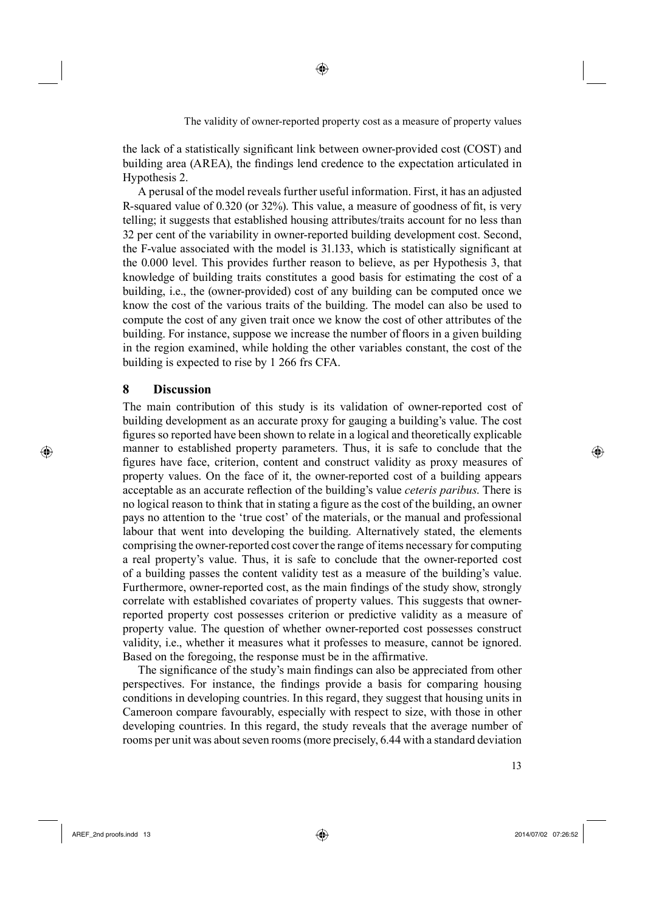the lack of a statistically significant link between owner-provided cost (COST) and building area (AREA), the findings lend credence to the expectation articulated in Hypothesis 2.

A perusal of the model reveals further useful information. First, it has an adjusted R-squared value of 0.320 (or 32%). This value, a measure of goodness of fit, is very telling; it suggests that established housing attributes/traits account for no less than 32 per cent of the variability in owner-reported building development cost. Second, the F-value associated with the model is 31.133, which is statistically significant at the 0.000 level. This provides further reason to believe, as per Hypothesis 3, that knowledge of building traits constitutes a good basis for estimating the cost of a building, i.e., the (owner-provided) cost of any building can be computed once we know the cost of the various traits of the building. The model can also be used to compute the cost of any given trait once we know the cost of other attributes of the building. For instance, suppose we increase the number of floors in a given building in the region examined, while holding the other variables constant, the cost of the building is expected to rise by 1 266 frs CFA.

## 8 Discussion

The main contribution of this study is its validation of owner-reported cost of building development as an accurate proxy for gauging a building's value. The cost figures so reported have been shown to relate in a logical and theoretically explicable manner to established property parameters. Thus, it is safe to conclude that the figures have face, criterion, content and construct validity as proxy measures of property values. On the face of it, the owner-reported cost of a building appears acceptable as an accurate reflection of the building's value *ceteris paribus*. There is no logical reason to think that in stating a figure as the cost of the building, an owner pays no attention to the 'true cost' of the materials, or the manual and professional labour that went into developing the building. Alternatively stated, the elements comprising the owner-reported cost cover the range of items necessary for computing a real property's value. Thus, it is safe to conclude that the owner-reported cost of a building passes the content validity test as a measure of the building's value. Furthermore, owner-reported cost, as the main findings of the study show, strongly correlate with established covariates of property values. This suggests that owner-reported property cost possesses criterion or predictive validity as a measure of property value. The question of whether owner-reported cost possesses construct validity, i.e., whether it measures what it professes to measure, cannot be ignored. Based on the foregoing, the response must be in the affirmative.

The significance of the study's main findings can also be appreciated from other perspectives. For instance, the findings provide a basis for comparing housing conditions in developing countries. In this regard, they suggest that housing units in Cameroon compare favourably, especially with respect to size, with those in other developing countries. In this regard, the study reveals that the average number of rooms per unit was about seven rooms (more precisely, 6.44 with a standard deviation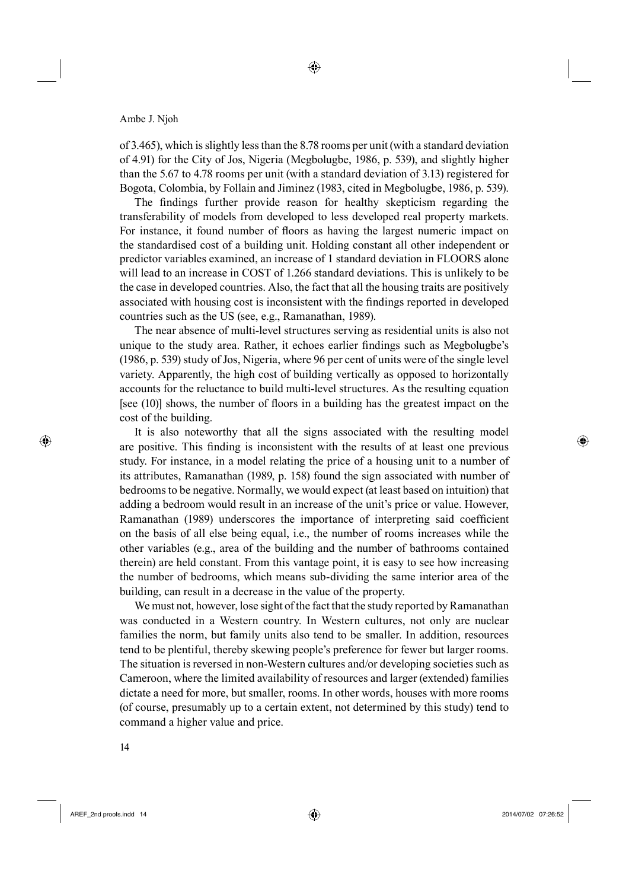of 3.465), which is slightly less than the 8.78 rooms per unit (with a standard deviation of 4.91) for the City of Jos, Nigeria (Megbolugbe, 1986, p. 539), and slightly higher than the 5.67 to 4.78 rooms per unit (with a standard deviation of 3.13) registered for Bogota, Colombia, by Follain and Jiminez (1983, cited in Megbolugbe, 1986, p. 539).

The findings further provide reason for healthy skepticism regarding the transferability of models from developed to less developed real property markets. For instance, it found number of floors as having the largest numeric impact on the standardised cost of a building unit. Holding constant all other independent or predictor variables examined, an increase of 1 standard deviation in FLOORS alone will lead to an increase in COST of 1.266 standard deviations. This is unlikely to be the case in developed countries. Also, the fact that all the housing traits are positively associated with housing cost is inconsistent with the findings reported in developed countries such as the US (see, e.g., Ramanathan, 1989).

The near absence of multi-level structures serving as residential units is also not unique to the study area. Rather, it echoes earlier findings such as Megbolugbe's (1986, p. 539) study of Jos, Nigeria, where 96 per cent of units were of the single level variety. Apparently, the high cost of building vertically as opposed to horizontally accounts for the reluctance to build multi-level structures. As the resulting equation [see (10)] shows, the number of floors in a building has the greatest impact on the cost of the building.

It is also noteworthy that all the signs associated with the resulting model are positive. This finding is inconsistent with the results of at least one previous study. For instance, in a model relating the price of a housing unit to a number of its attributes, Ramanathan (1989, p. 158) found the sign associated with number of bedrooms to be negative. Normally, we would expect (at least based on intuition) that adding a bedroom would result in an increase of the unit's price or value. However, Ramanathan (1989) underscores the importance of interpreting said coefficient on the basis of all else being equal, i.e., the number of rooms increases while the other variables (e.g., area of the building and the number of bathrooms contained therein) are held constant. From this vantage point, it is easy to see how increasing the number of bedrooms, which means sub-dividing the same interior area of the building, can result in a decrease in the value of the property.

We must not, however, lose sight of the fact that the study reported by Ramanathan was conducted in a Western country. In Western cultures, not only are nuclear families the norm, but family units also tend to be smaller. In addition, resources tend to be plentiful, thereby skewing people's preference for fewer but larger rooms. The situation is reversed in non-Western cultures and/or developing societies such as Cameroon, where the limited availability of resources and larger (extended) families dictate a need for more, but smaller, rooms. In other words, houses with more rooms (of course, presumably up to a certain extent, not determined by this study) tend to command a higher value and price.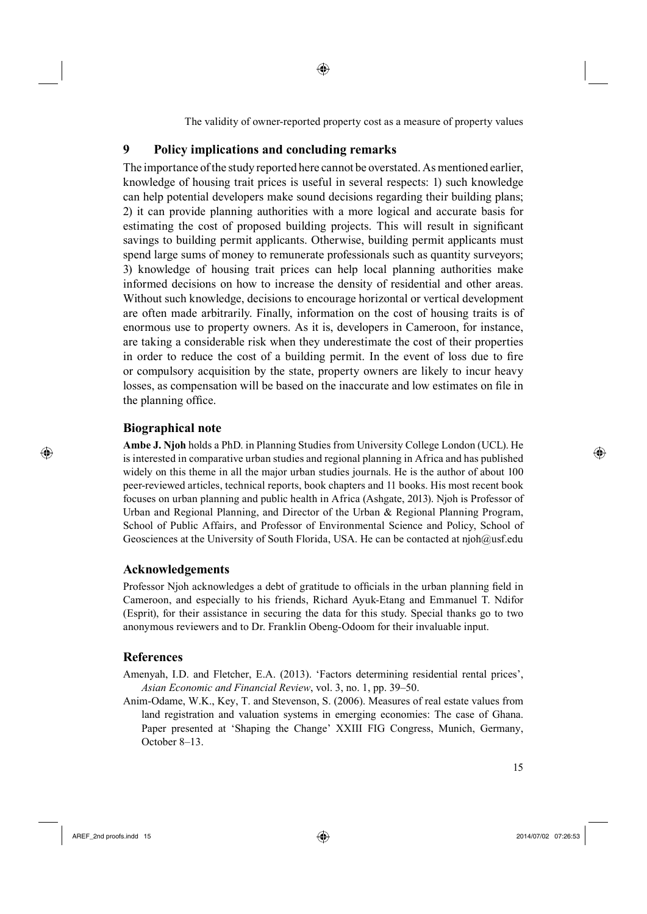## 9 Policy implications and concluding remarks

The importance of the study reported here cannot be overstated. As mentioned earlier, knowledge of housing trait prices is useful in several respects: 1) such knowledge can help potential developers make sound decisions regarding their building plans; 2) it can provide planning authorities with a more logical and accurate basis for estimating the cost of proposed building projects. This will result in significant savings to building permit applicants. Otherwise, building permit applicants must spend large sums of money to remunerate professionals such as quantity surveyors; 3) knowledge of housing trait prices can help local planning authorities make informed decisions on how to increase the density of residential and other areas. Without such knowledge, decisions to encourage horizontal or vertical development are often made arbitrarily. Finally, information on the cost of housing traits is of enormous use to property owners. As it is, developers in Cameroon, for instance, are taking a considerable risk when they underestimate the cost of their properties in order to reduce the cost of a building permit. In the event of loss due to fire or compulsory acquisition by the state, property owners are likely to incur heavy losses, as compensation will be based on the inaccurate and low estimates on file in the planning office.

## Biographical note

**Ambe J. Njoh** holds a PhD. in Planning Studies from University College London (UCL). He is interested in comparative urban studies and regional planning in Africa and has published widely on this theme in all the major urban studies journals. He is the author of about 100 peer-reviewed articles, technical reports, book chapters and 11 books. His most recent book focuses on urban planning and public health in Africa (Ashgate, 2013). Njoh is Professor of Urban and Regional Planning, and Director of the Urban & Regional Planning Program, School of Public Affairs, and Professor of Environmental Science and Policy, School of Geosciences at the University of South Florida, USA. He can be contacted at njoh@usf.edu

## Acknowledgements

Professor Njoh acknowledges a debt of gratitude to officials in the urban planning field in Cameroon, and especially to his friends, Richard Ayuk-Etang and Emmanuel T. Ndifor (Esprit), for their assistance in securing the data for this study. Special thanks go to two anonymous reviewers and to Dr. Franklin Obeng-Odoom for their invaluable input.

## References

Amenyah, I.D. and Fletcher, E.A. (2013). 'Factors determining residential rental prices', *Asian Economic and Financial Review*, vol. 3, no. 1, pp. 39–50.

Anim-Odame, W.K., Key, T. and Stevenson, S. (2006). Measures of real estate values from land registration and valuation systems in emerging economies: The case of Ghana. Paper presented at 'Shaping the Change' XXIII FIG Congress, Munich, Germany, October 8–13.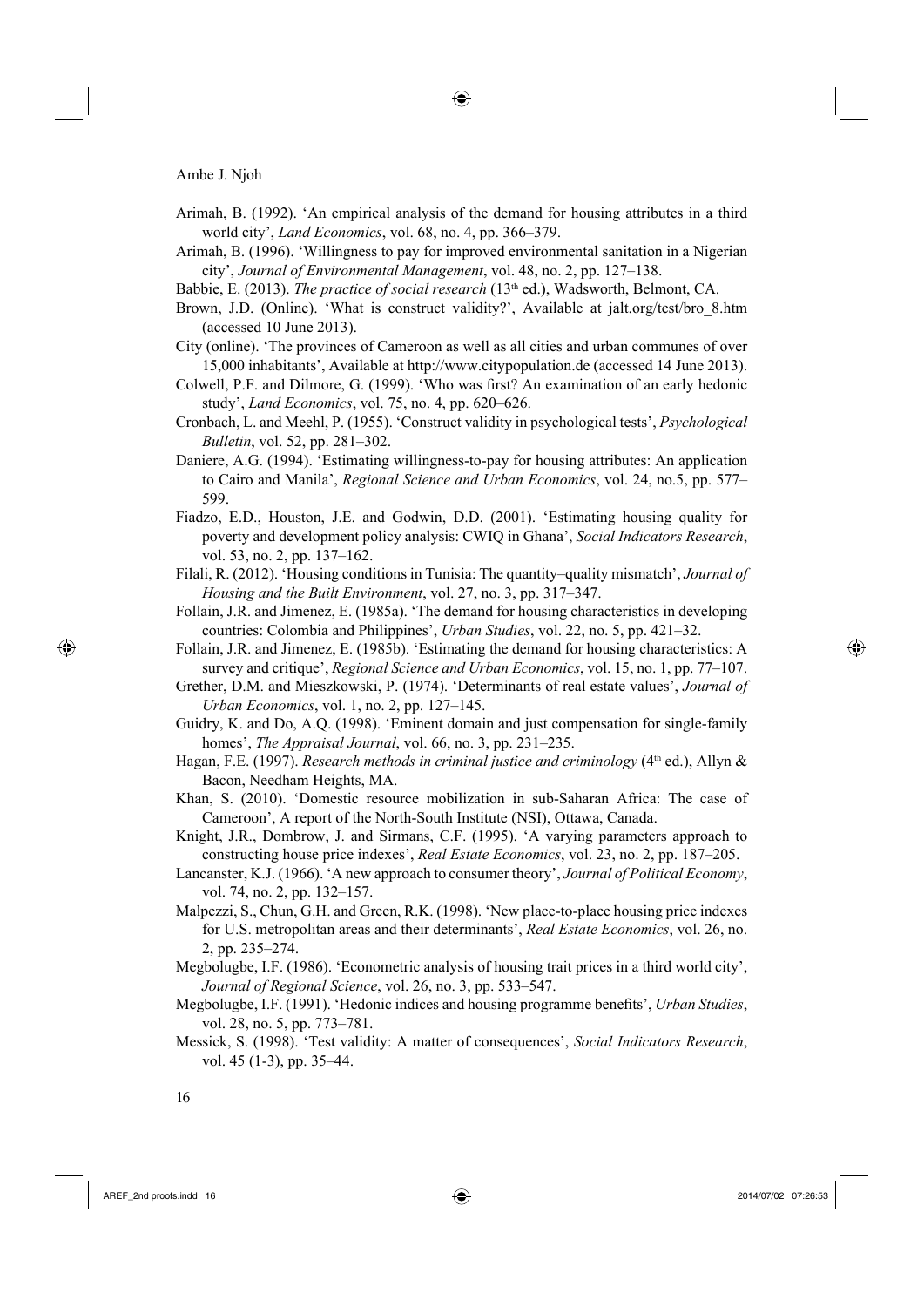Arimah, B. (1992). 'An empirical analysis of the demand for housing attributes in a third world city', *Land Economics*, vol. 68, no. 4, pp. 366–379.

Arimah, B. (1996). 'Willingness to pay for improved environmental sanitation in a Nigerian city', *Journal of Environmental Management*, vol. 48, no. 2, pp. 127–138.

Babbie, E. (2013). *The practice of social research* (13th ed.), Wadsworth, Belmont, CA.

Brown, J.D. (Online). 'What is construct validity?', Available at jalt.org/test/bro_8.htm (accessed 10 June 2013).

City (online). 'The provinces of Cameroon as well as all cities and urban communes of over 15,000 inhabitants', Available at http://www.citypopulation.de (accessed 14 June 2013).

Colwell, P.F. and Dilmore, G. (1999). 'Who was first? An examination of an early hedonic study', *Land Economics*, vol. 75, no. 4, pp. 620–626.

Cronbach, L. and Meehl, P. (1955). 'Construct validity in psychological tests', *Psychological Bulletin*, vol. 52, pp. 281–302.

Daniere, A.G. (1994). 'Estimating willingness-to-pay for housing attributes: An application to Cairo and Manila', *Regional Science and Urban Economics*, vol. 24, no.5, pp. 577–599.

Fiadzo, E.D., Houston, J.E. and Godwin, D.D. (2001). 'Estimating housing quality for poverty and development policy analysis: CWIQ in Ghana', *Social Indicators Research*, vol. 53, no. 2, pp. 137–162.

Filali, R. (2012). 'Housing conditions in Tunisia: The quantity–quality mismatch', *Journal of Housing and the Built Environment*, vol. 27, no. 3, pp. 317–347.

Follain, J.R. and Jimenez, E. (1985a). 'The demand for housing characteristics in developing countries: Colombia and Philippines', *Urban Studies*, vol. 22, no. 5, pp. 421–32.

Follain, J.R. and Jimenez, E. (1985b). 'Estimating the demand for housing characteristics: A survey and critique', *Regional Science and Urban Economics*, vol. 15, no. 1, pp. 77–107.

Grether, D.M. and Mieszkowski, P. (1974). 'Determinants of real estate values', *Journal of Urban Economics*, vol. 1, no. 2, pp. 127–145.

Guidry, K. and Do, A.Q. (1998). 'Eminent domain and just compensation for single-family homes', *The Appraisal Journal*, vol. 66, no. 3, pp. 231–235.

Hagan, F.E. (1997). *Research methods in criminal justice and criminology* (4th ed.), Allyn & Bacon, Needham Heights, MA.

Khan, S. (2010). 'Domestic resource mobilization in sub-Saharan Africa: The case of Cameroon', A report of the North-South Institute (NSI), Ottawa, Canada.

Knight, J.R., Dombrow, J. and Sirmans, C.F. (1995). 'A varying parameters approach to constructing house price indexes', *Real Estate Economics*, vol. 23, no. 2, pp. 187–205.

Lancanster, K.J. (1966). 'A new approach to consumer theory', *Journal of Political Economy*, vol. 74, no. 2, pp. 132–157.

Malpezzi, S., Chun, G.H. and Green, R.K. (1998). 'New place-to-place housing price indexes for U.S. metropolitan areas and their determinants', *Real Estate Economics*, vol. 26, no. 2, pp. 235–274.

Megbolugbe, I.F. (1986). 'Econometric analysis of housing trait prices in a third world city', *Journal of Regional Science*, vol. 26, no. 3, pp. 533–547.

Megbolugbe, I.F. (1991). 'Hedonic indices and housing programme benefits', *Urban Studies*, vol. 28, no. 5, pp. 773–781.

Messick, S. (1998). 'Test validity: A matter of consequences', *Social Indicators Research*, vol. 45 (1-3), pp. 35–44.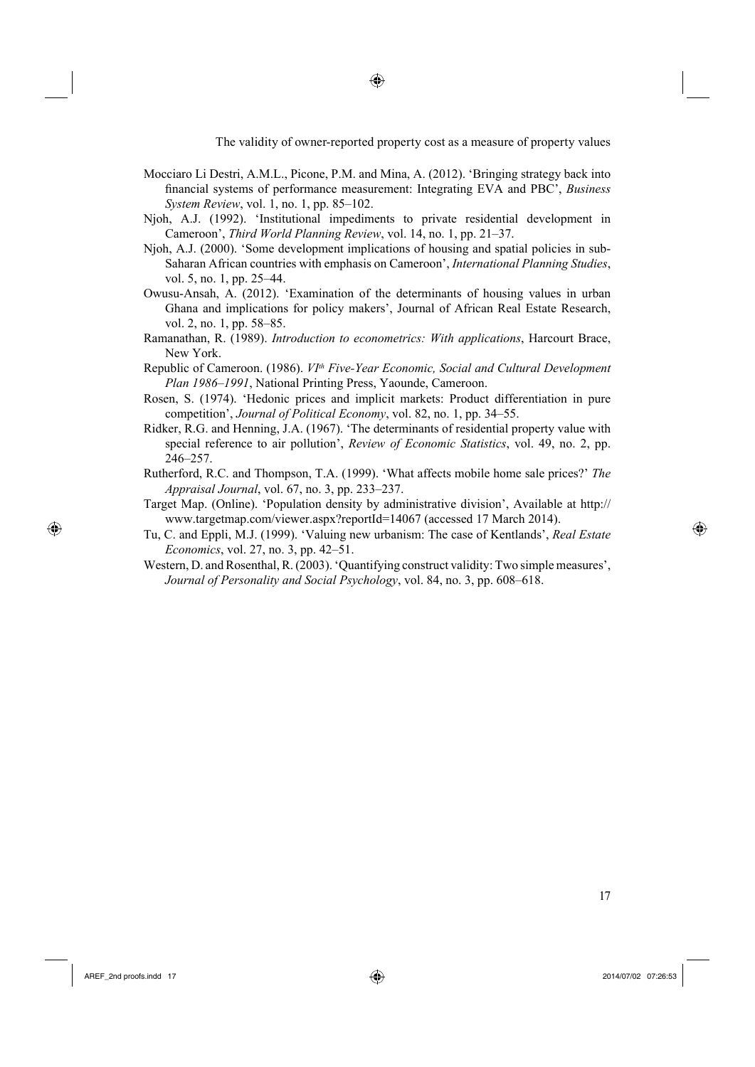Mocciaro Li Destri, A.M.L., Picone, P.M. and Mina, A. (2012). 'Bringing strategy back into financial systems of performance measurement: Integrating EVA and PBC', *Business System Review*, vol. 1, no. 1, pp. 85–102.

Njoh, A.J. (1992). 'Institutional impediments to private residential development in Cameroon', *Third World Planning Review*, vol. 14, no. 1, pp. 21–37.

Njoh, A.J. (2000). 'Some development implications of housing and spatial policies in sub-Saharan African countries with emphasis on Cameroon', *International Planning Studies*, vol. 5, no. 1, pp. 25–44.

Owusu-Ansah, A. (2012). 'Examination of the determinants of housing values in urban Ghana and implications for policy makers', Journal of African Real Estate Research, vol. 2, no. 1, pp. 58–85.

Ramanathan, R. (1989). *Introduction to econometrics: With applications*, Harcourt Brace, New York.

Republic of Cameroon. (1986). *VI*[th] *Five-Year Economic, Social and Cultural Development Plan 1986–1991*, National Printing Press, Yaounde, Cameroon.

Rosen, S. (1974). 'Hedonic prices and implicit markets: Product differentiation in pure competition', *Journal of Political Economy*, vol. 82, no. 1, pp. 34–55.

Ridker, R.G. and Henning, J.A. (1967). 'The determinants of residential property value with special reference to air pollution', *Review of Economic Statistics*, vol. 49, no. 2, pp. 246–257.

Rutherford, R.C. and Thompson, T.A. (1999). 'What affects mobile home sale prices?' *The Appraisal Journal*, vol. 67, no. 3, pp. 233–237.

Target Map. (Online). 'Population density by administrative division', Available at http://www.targetmap.com/viewer.aspx?reportId=14067 (accessed 17 March 2014).

Tu, C. and Eppli, M.J. (1999). 'Valuing new urbanism: The case of Kentlands', *Real Estate Economics*, vol. 27, no. 3, pp. 42–51.

Western, D. and Rosenthal, R. (2003). 'Quantifying construct validity: Two simple measures', *Journal of Personality and Social Psychology*, vol. 84, no. 3, pp. 608–618.